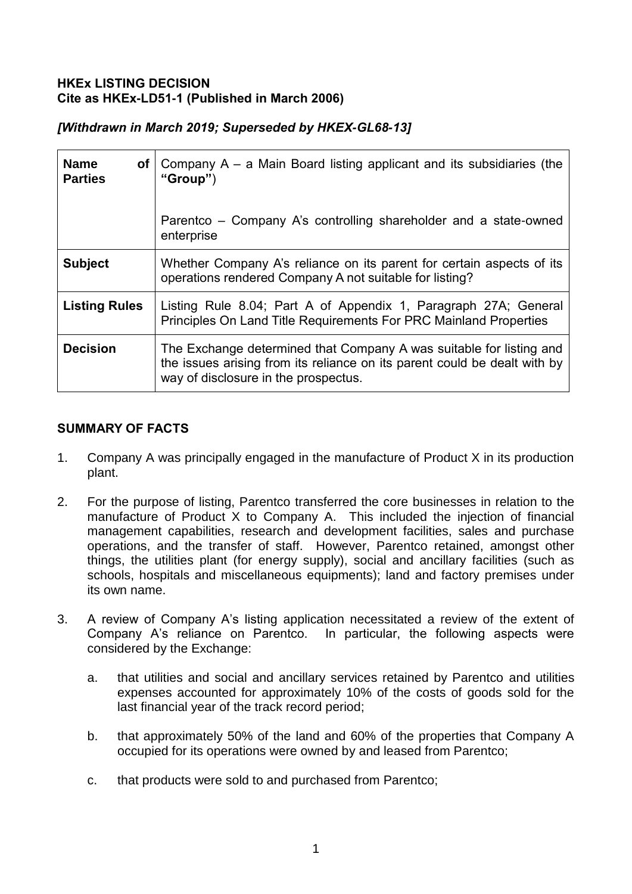**HKEx LISTING DECISION**
**Cite as HKEx-LD51-1 (Published in March 2006)**

***[Withdrawn in March 2019; Superseded by HKEX-GL68-13]***

| **Name of Parties** | Company A – a Main Board listing applicant and its subsidiaries (the **"Group"**)<br><br>Parentco – Company A's controlling shareholder and a state-owned enterprise |
|---|---|
| **Subject** | Whether Company A's reliance on its parent for certain aspects of its operations rendered Company A not suitable for listing? |
| **Listing Rules** | Listing Rule 8.04; Part A of Appendix 1, Paragraph 27A; General Principles On Land Title Requirements For PRC Mainland Properties |
| **Decision** | The Exchange determined that Company A was suitable for listing and the issues arising from its reliance on its parent could be dealt with by way of disclosure in the prospectus. |

## SUMMARY OF FACTS

1. Company A was principally engaged in the manufacture of Product X in its production plant.

2. For the purpose of listing, Parentco transferred the core businesses in relation to the manufacture of Product X to Company A. This included the injection of financial management capabilities, research and development facilities, sales and purchase operations, and the transfer of staff. However, Parentco retained, amongst other things, the utilities plant (for energy supply), social and ancillary facilities (such as schools, hospitals and miscellaneous equipments); land and factory premises under its own name.

3. A review of Company A's listing application necessitated a review of the extent of Company A's reliance on Parentco. In particular, the following aspects were considered by the Exchange:

   a. that utilities and social and ancillary services retained by Parentco and utilities expenses accounted for approximately 10% of the costs of goods sold for the last financial year of the track record period;

   b. that approximately 50% of the land and 60% of the properties that Company A occupied for its operations were owned by and leased from Parentco;

   c. that products were sold to and purchased from Parentco;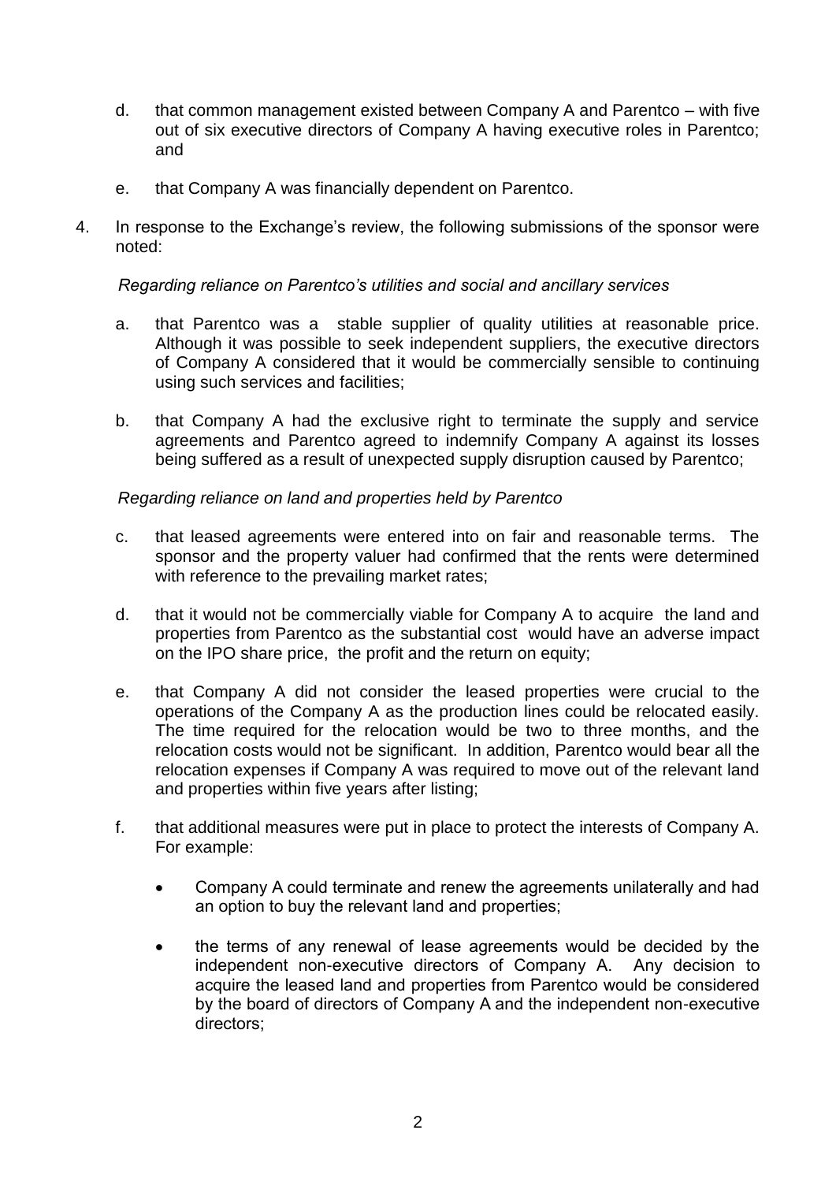d. that common management existed between Company A and Parentco – with five out of six executive directors of Company A having executive roles in Parentco; and

e. that Company A was financially dependent on Parentco.

4. In response to the Exchange's review, the following submissions of the sponsor were noted:

*Regarding reliance on Parentco's utilities and social and ancillary services*

a. that Parentco was a stable supplier of quality utilities at reasonable price. Although it was possible to seek independent suppliers, the executive directors of Company A considered that it would be commercially sensible to continuing using such services and facilities;

b. that Company A had the exclusive right to terminate the supply and service agreements and Parentco agreed to indemnify Company A against its losses being suffered as a result of unexpected supply disruption caused by Parentco;

*Regarding reliance on land and properties held by Parentco*

c. that leased agreements were entered into on fair and reasonable terms. The sponsor and the property valuer had confirmed that the rents were determined with reference to the prevailing market rates;

d. that it would not be commercially viable for Company A to acquire the land and properties from Parentco as the substantial cost would have an adverse impact on the IPO share price, the profit and the return on equity;

e. that Company A did not consider the leased properties were crucial to the operations of the Company A as the production lines could be relocated easily. The time required for the relocation would be two to three months, and the relocation costs would not be significant. In addition, Parentco would bear all the relocation expenses if Company A was required to move out of the relevant land and properties within five years after listing;

f. that additional measures were put in place to protect the interests of Company A. For example:

- Company A could terminate and renew the agreements unilaterally and had an option to buy the relevant land and properties;
- the terms of any renewal of lease agreements would be decided by the independent non-executive directors of Company A. Any decision to acquire the leased land and properties from Parentco would be considered by the board of directors of Company A and the independent non-executive directors;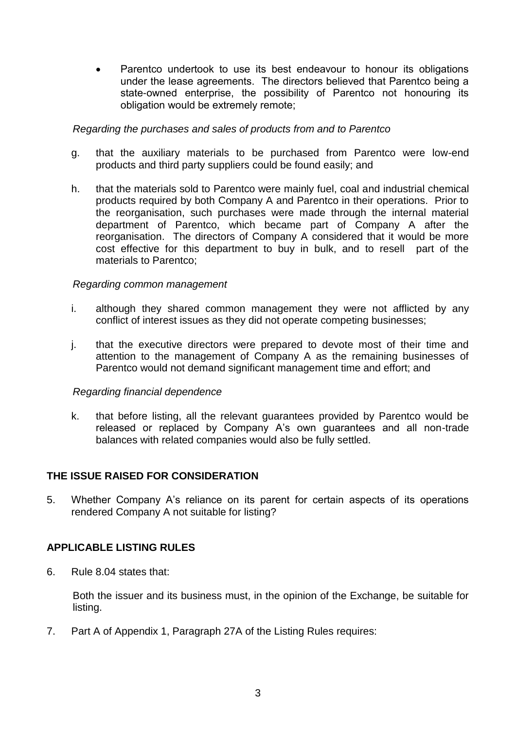- Parentco undertook to use its best endeavour to honour its obligations under the lease agreements. The directors believed that Parentco being a state-owned enterprise, the possibility of Parentco not honouring its obligation would be extremely remote;

*Regarding the purchases and sales of products from and to Parentco*

g. that the auxiliary materials to be purchased from Parentco were low-end products and third party suppliers could be found easily; and

h. that the materials sold to Parentco were mainly fuel, coal and industrial chemical products required by both Company A and Parentco in their operations. Prior to the reorganisation, such purchases were made through the internal material department of Parentco, which became part of Company A after the reorganisation. The directors of Company A considered that it would be more cost effective for this department to buy in bulk, and to resell part of the materials to Parentco;

*Regarding common management*

i. although they shared common management they were not afflicted by any conflict of interest issues as they did not operate competing businesses;

j. that the executive directors were prepared to devote most of their time and attention to the management of Company A as the remaining businesses of Parentco would not demand significant management time and effort; and

*Regarding financial dependence*

k. that before listing, all the relevant guarantees provided by Parentco would be released or replaced by Company A's own guarantees and all non-trade balances with related companies would also be fully settled.

## THE ISSUE RAISED FOR CONSIDERATION

5. Whether Company A's reliance on its parent for certain aspects of its operations rendered Company A not suitable for listing?

## APPLICABLE LISTING RULES

6. Rule 8.04 states that:

   Both the issuer and its business must, in the opinion of the Exchange, be suitable for listing.

7. Part A of Appendix 1, Paragraph 27A of the Listing Rules requires: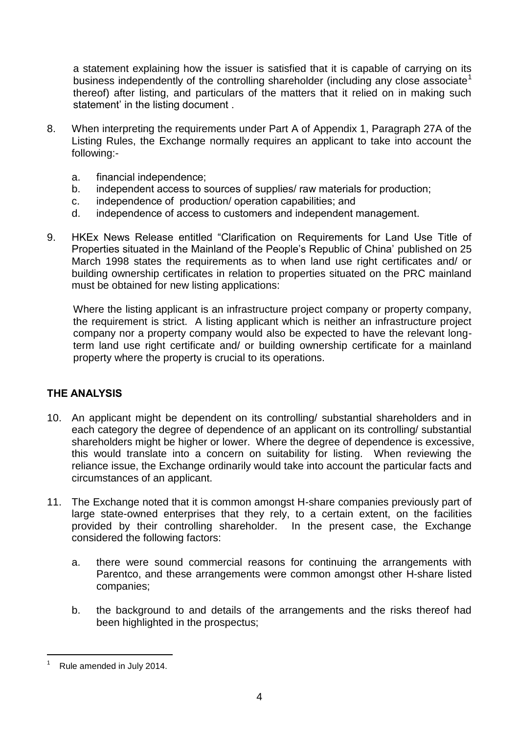a statement explaining how the issuer is satisfied that it is capable of carrying on its business independently of the controlling shareholder (including any close associate[1] thereof) after listing, and particulars of the matters that it relied on in making such statement' in the listing document .

8. When interpreting the requirements under Part A of Appendix 1, Paragraph 27A of the Listing Rules, the Exchange normally requires an applicant to take into account the following:-

   a. financial independence;
   b. independent access to sources of supplies/ raw materials for production;
   c. independence of production/ operation capabilities; and
   d. independence of access to customers and independent management.

9. HKEx News Release entitled "Clarification on Requirements for Land Use Title of Properties situated in the Mainland of the People's Republic of China' published on 25 March 1998 states the requirements as to when land use right certificates and/ or building ownership certificates in relation to properties situated on the PRC mainland must be obtained for new listing applications:

   Where the listing applicant is an infrastructure project company or property company, the requirement is strict. A listing applicant which is neither an infrastructure project company nor a property company would also be expected to have the relevant long-term land use right certificate and/ or building ownership certificate for a mainland property where the property is crucial to its operations.

## THE ANALYSIS

10. An applicant might be dependent on its controlling/ substantial shareholders and in each category the degree of dependence of an applicant on its controlling/ substantial shareholders might be higher or lower. Where the degree of dependence is excessive, this would translate into a concern on suitability for listing. When reviewing the reliance issue, the Exchange ordinarily would take into account the particular facts and circumstances of an applicant.

11. The Exchange noted that it is common amongst H-share companies previously part of large state-owned enterprises that they rely, to a certain extent, on the facilities provided by their controlling shareholder. In the present case, the Exchange considered the following factors:

    a. there were sound commercial reasons for continuing the arrangements with Parentco, and these arrangements were common amongst other H-share listed companies;

    b. the background to and details of the arrangements and the risks thereof had been highlighted in the prospectus;

[1] Rule amended in July 2014.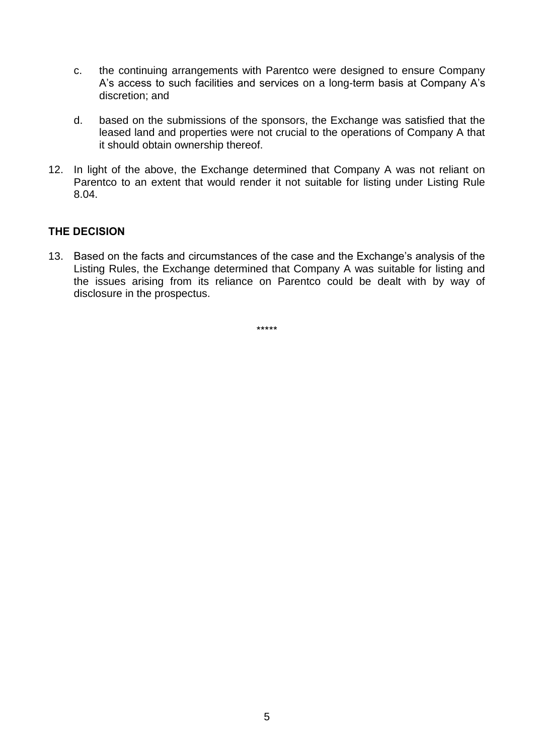c. the continuing arrangements with Parentco were designed to ensure Company A's access to such facilities and services on a long-term basis at Company A's discretion; and

d. based on the submissions of the sponsors, the Exchange was satisfied that the leased land and properties were not crucial to the operations of Company A that it should obtain ownership thereof.

12. In light of the above, the Exchange determined that Company A was not reliant on Parentco to an extent that would render it not suitable for listing under Listing Rule 8.04.

## THE DECISION

13. Based on the facts and circumstances of the case and the Exchange's analysis of the Listing Rules, the Exchange determined that Company A was suitable for listing and the issues arising from its reliance on Parentco could be dealt with by way of disclosure in the prospectus.

*****